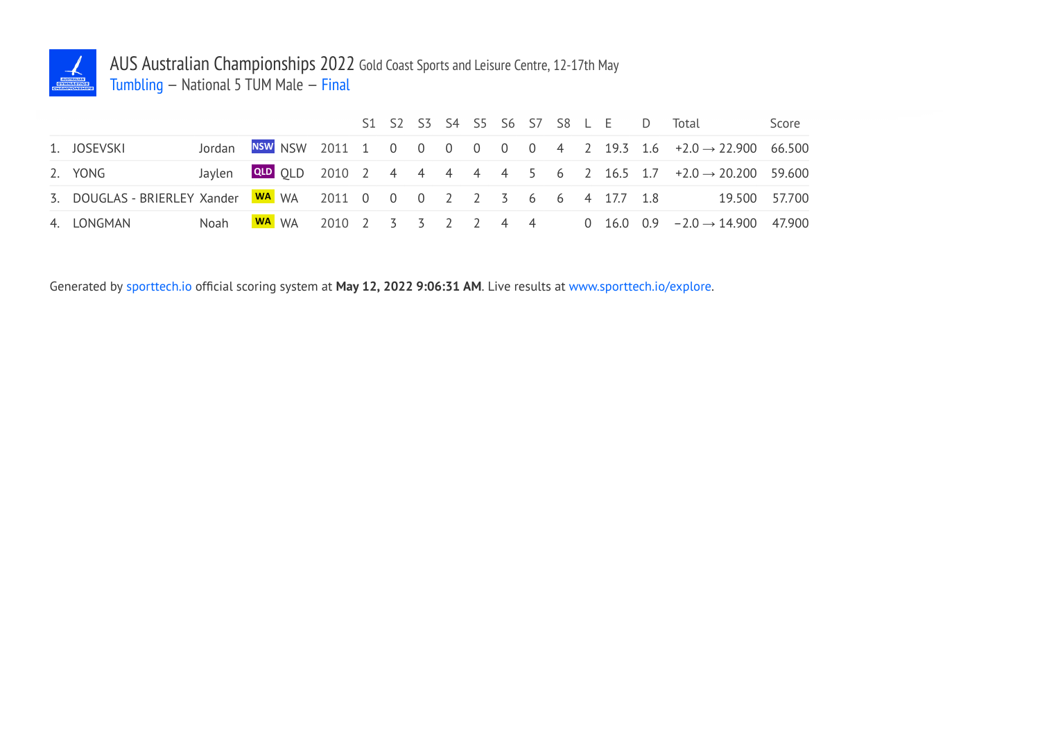# AUS Australian Championships 2022 Gold Coast Sports and Leisure Centre, 12-17th May

Tumbling – National 5 TUM Male – Final

| | | | | | | S1 | S2 | S3 | S4 | S5 | S6 | S7 | S8 | L | E | D | Total | Score |
|---|---|---|---|---|---|---|---|---|---|---|---|---|---|---|---|---|---|---|
| 1. | JOSEVSKI | Jordan | NSW | NSW | 2011 | 1 | 0 | 0 | 0 | 0 | 0 | 0 | 4 | 2 | 19.3 | 1.6 | +2.0 → 22.900 | 66.500 |
| 2. | YONG | Jaylen | QLD | QLD | 2010 | 2 | 4 | 4 | 4 | 4 | 4 | 5 | 6 | 2 | 16.5 | 1.7 | +2.0 → 20.200 | 59.600 |
| 3. | DOUGLAS - BRIERLEY | Xander | WA | WA | 2011 | 0 | 0 | 0 | 2 | 2 | 3 | 6 | 6 | 4 | 17.7 | 1.8 | 19.500 | 57.700 |
| 4. | LONGMAN | Noah | WA | WA | 2010 | 2 | 3 | 3 | 2 | 2 | 4 | 4 | | 0 | 16.0 | 0.9 | −2.0 → 14.900 | 47.900 |

Generated by sporttech.io official scoring system at **May 12, 2022 9:06:31 AM**. Live results at www.sporttech.io/explore.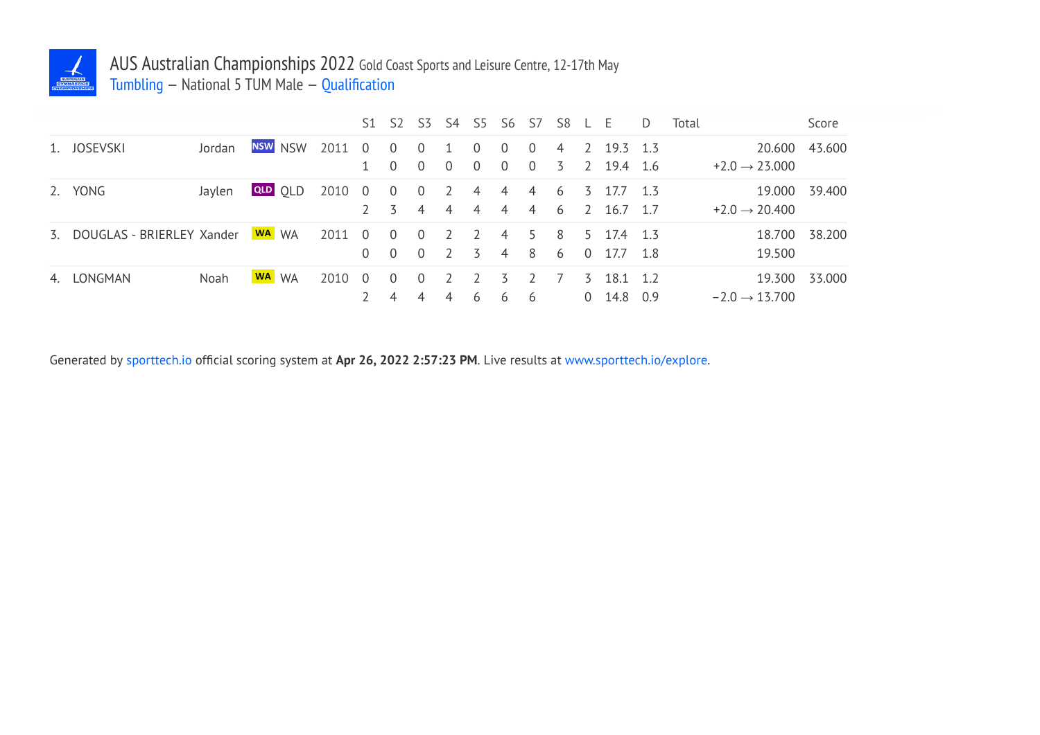# AUS Australian Championships 2022 Gold Coast Sports and Leisure Centre, 12-17th May

Tumbling – National 5 TUM Male – Qualification

| | | | | | | S1 | S2 | S3 | S4 | S5 | S6 | S7 | S8 | L | E | D | Total | Score |
|---|---|---|---|---|---|---|---|---|---|---|---|---|---|---|---|---|---|---|
| 1. | JOSEVSKI | Jordan | NSW | NSW | 2011 | 0 | 0 | 0 | 1 | 0 | 0 | 0 | 4 | 2 | 19.3 | 1.3 | 20.600 | 43.600 |
| | | | | | | 1 | 0 | 0 | 0 | 0 | 0 | 0 | 3 | 2 | 19.4 | 1.6 | +2.0 → 23.000 | |
| 2. | YONG | Jaylen | QLD | QLD | 2010 | 0 | 0 | 0 | 2 | 4 | 4 | 4 | 6 | 3 | 17.7 | 1.3 | 19.000 | 39.400 |
| | | | | | | 2 | 3 | 4 | 4 | 4 | 4 | 4 | 6 | 2 | 16.7 | 1.7 | +2.0 → 20.400 | |
| 3. | DOUGLAS - BRIERLEY | Xander | WA | WA | 2011 | 0 | 0 | 0 | 2 | 2 | 4 | 5 | 8 | 5 | 17.4 | 1.3 | 18.700 | 38.200 |
| | | | | | | 0 | 0 | 0 | 2 | 3 | 4 | 8 | 6 | 0 | 17.7 | 1.8 | 19.500 | |
| 4. | LONGMAN | Noah | WA | WA | 2010 | 0 | 0 | 0 | 2 | 2 | 3 | 2 | 7 | 3 | 18.1 | 1.2 | 19.300 | 33.000 |
| | | | | | | 2 | 4 | 4 | 4 | 6 | 6 | 6 | | 0 | 14.8 | 0.9 | −2.0 → 13.700 | |

Generated by sporttech.io official scoring system at **Apr 26, 2022 2:57:23 PM**. Live results at www.sporttech.io/explore.